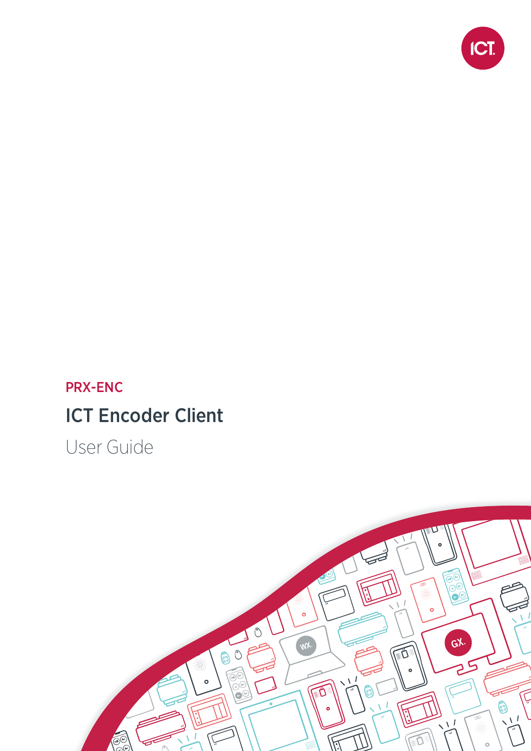PRX-ENC

# ICT Encoder Client

User Guide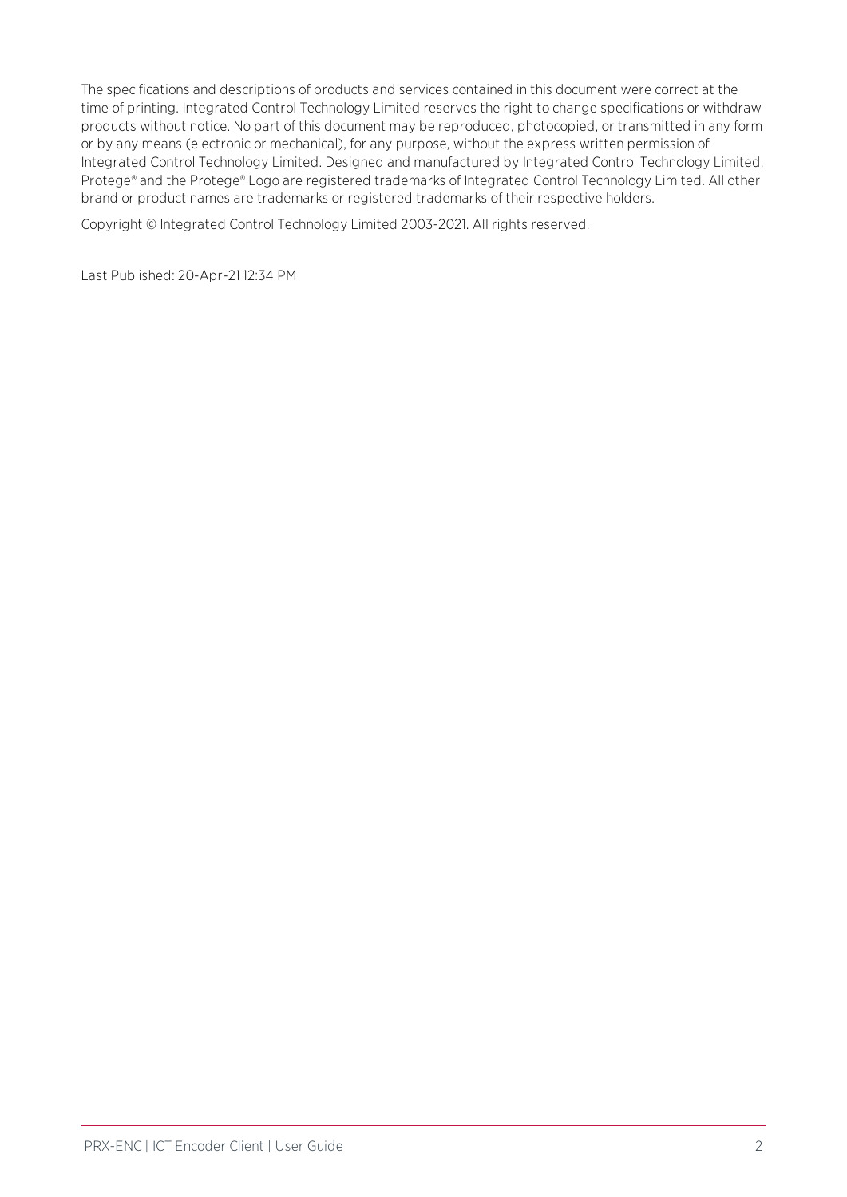The specifications and descriptions of products and services contained in this document were correct at the time of printing. Integrated Control Technology Limited reserves the right to change specifications or withdraw products without notice. No part of this document may be reproduced, photocopied, or transmitted in any form or by any means (electronic or mechanical), for any purpose, without the express written permission of Integrated Control Technology Limited. Designed and manufactured by Integrated Control Technology Limited, Protege® and the Protege® Logo are registered trademarks of Integrated Control Technology Limited. All other brand or product names are trademarks or registered trademarks of their respective holders.

Copyright © Integrated Control Technology Limited 2003-2021. All rights reserved.

Last Published: 20-Apr-21 12:34 PM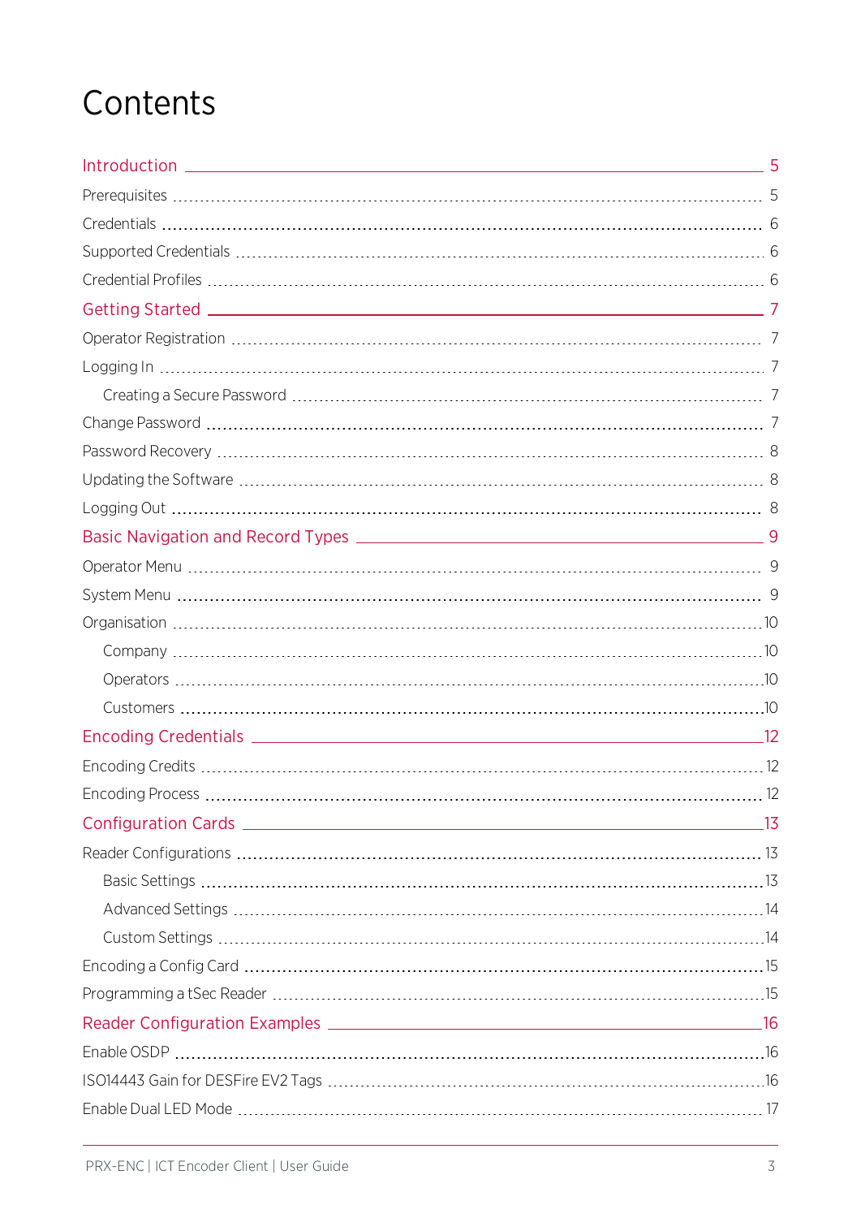# Contents

- Introduction ... 5
  - Prerequisites ... 5
  - Credentials ... 6
  - Supported Credentials ... 6
  - Credential Profiles ... 6
- Getting Started ... 7
  - Operator Registration ... 7
  - Logging In ... 7
    - Creating a Secure Password ... 7
  - Change Password ... 7
  - Password Recovery ... 8
  - Updating the Software ... 8
  - Logging Out ... 8
- Basic Navigation and Record Types ... 9
  - Operator Menu ... 9
  - System Menu ... 9
  - Organisation ... 10
    - Company ... 10
    - Operators ... 10
    - Customers ... 10
- Encoding Credentials ... 12
  - Encoding Credits ... 12
  - Encoding Process ... 12
- Configuration Cards ... 13
  - Reader Configurations ... 13
    - Basic Settings ... 13
    - Advanced Settings ... 14
    - Custom Settings ... 14
  - Encoding a Config Card ... 15
  - Programming a tSec Reader ... 15
- Reader Configuration Examples ... 16
  - Enable OSDP ... 16
  - ISO14443 Gain for DESFire EV2 Tags ... 16
  - Enable Dual LED Mode ... 17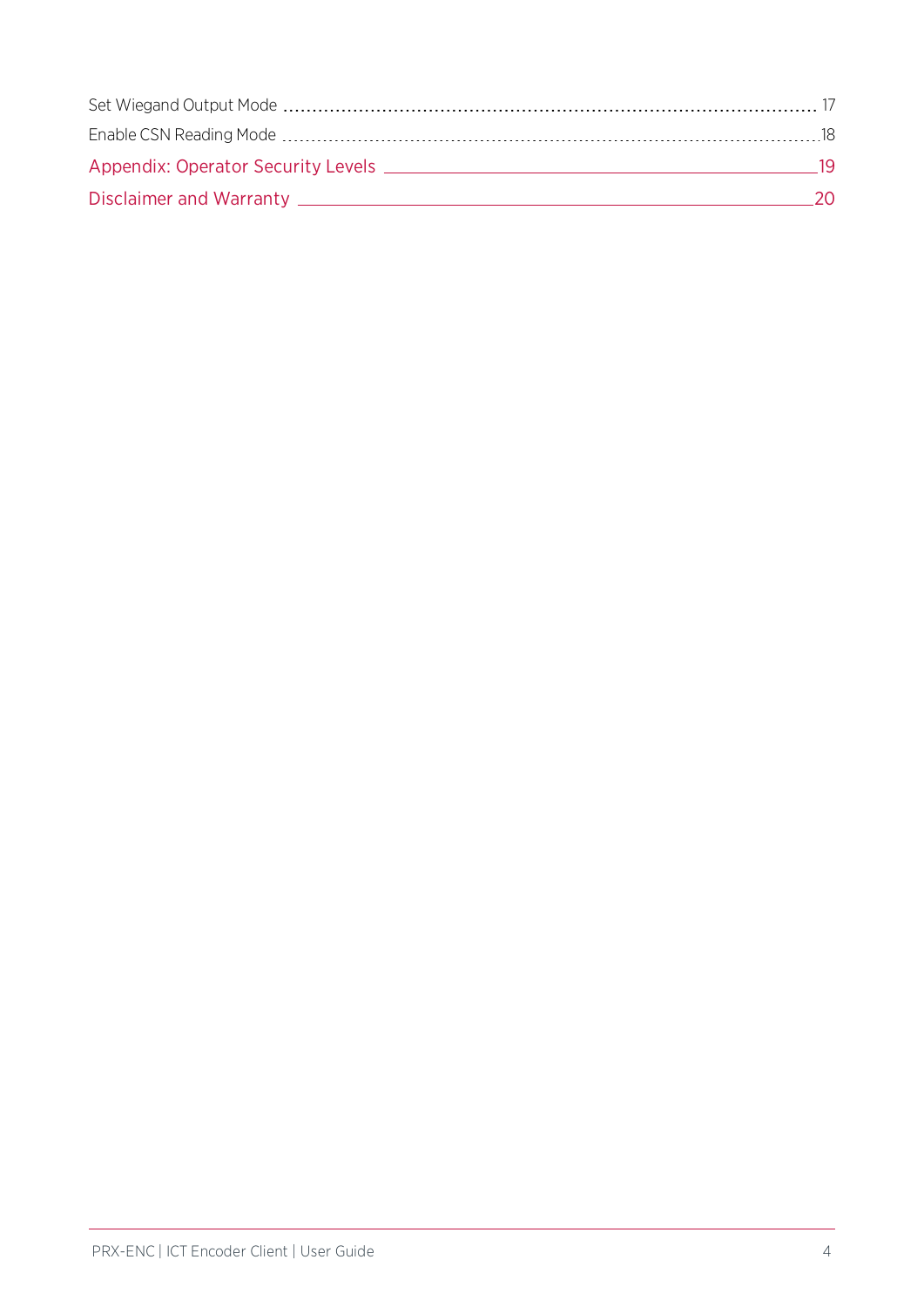Set Wiegand Output Mode ........................................ 17

Enable CSN Reading Mode ........................................ 18

Appendix: Operator Security Levels ........................................ 19

Disclaimer and Warranty ........................................ 20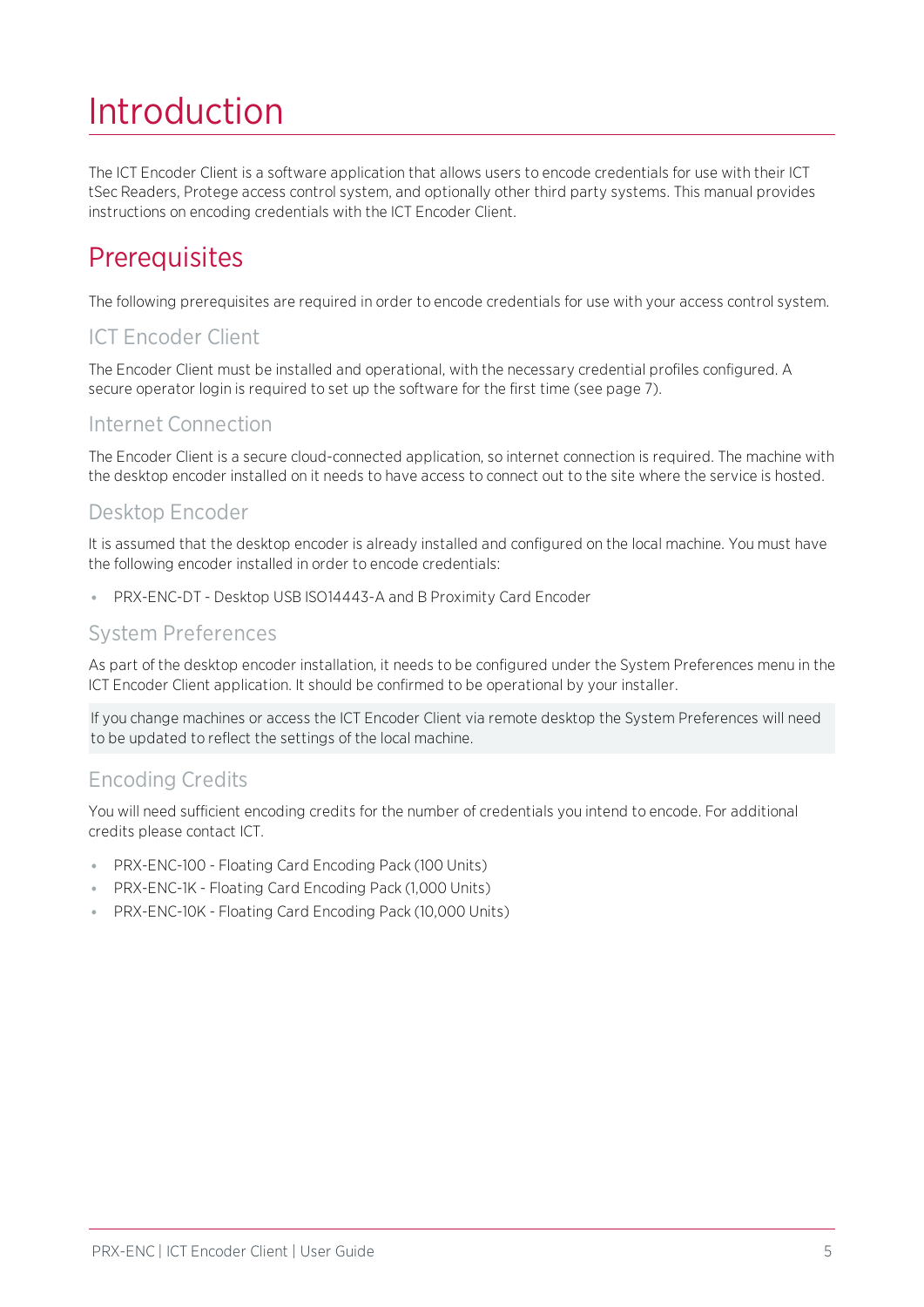# Introduction

The ICT Encoder Client is a software application that allows users to encode credentials for use with their ICT tSec Readers, Protege access control system, and optionally other third party systems. This manual provides instructions on encoding credentials with the ICT Encoder Client.

## Prerequisites

The following prerequisites are required in order to encode credentials for use with your access control system.

### ICT Encoder Client

The Encoder Client must be installed and operational, with the necessary credential profiles configured. A secure operator login is required to set up the software for the first time (see page 7).

### Internet Connection

The Encoder Client is a secure cloud-connected application, so internet connection is required. The machine with the desktop encoder installed on it needs to have access to connect out to the site where the service is hosted.

### Desktop Encoder

It is assumed that the desktop encoder is already installed and configured on the local machine. You must have the following encoder installed in order to encode credentials:

- PRX-ENC-DT - Desktop USB ISO14443-A and B Proximity Card Encoder

### System Preferences

As part of the desktop encoder installation, it needs to be configured under the System Preferences menu in the ICT Encoder Client application. It should be confirmed to be operational by your installer.

> If you change machines or access the ICT Encoder Client via remote desktop the System Preferences will need to be updated to reflect the settings of the local machine.

### Encoding Credits

You will need sufficient encoding credits for the number of credentials you intend to encode. For additional credits please contact ICT.

- PRX-ENC-100 - Floating Card Encoding Pack (100 Units)
- PRX-ENC-1K - Floating Card Encoding Pack (1,000 Units)
- PRX-ENC-10K - Floating Card Encoding Pack (10,000 Units)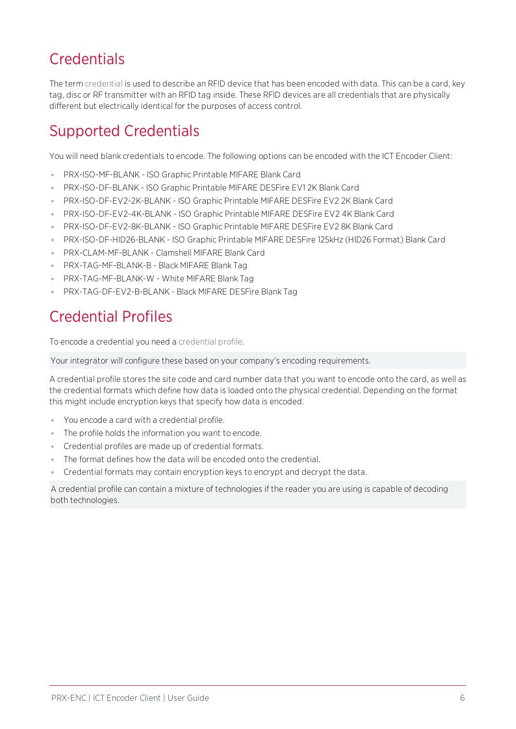# Credentials

The term credential is used to describe an RFID device that has been encoded with data. This can be a card, key tag, disc or RF transmitter with an RFID tag inside. These RFID devices are all credentials that are physically different but electrically identical for the purposes of access control.

# Supported Credentials

You will need blank credentials to encode. The following options can be encoded with the ICT Encoder Client:

- PRX-ISO-MF-BLANK - ISO Graphic Printable MIFARE Blank Card
- PRX-ISO-DF-BLANK - ISO Graphic Printable MIFARE DESFire EV1 2K Blank Card
- PRX-ISO-DF-EV2-2K-BLANK - ISO Graphic Printable MIFARE DESFire EV2 2K Blank Card
- PRX-ISO-DF-EV2-4K-BLANK - ISO Graphic Printable MIFARE DESFire EV2 4K Blank Card
- PRX-ISO-DF-EV2-8K-BLANK - ISO Graphic Printable MIFARE DESFire EV2 8K Blank Card
- PRX-ISO-DF-HID26-BLANK - ISO Graphic Printable MIFARE DESFire 125kHz (HID26 Format) Blank Card
- PRX-CLAM-MF-BLANK - Clamshell MIFARE Blank Card
- PRX-TAG-MF-BLANK-B - Black MIFARE Blank Tag
- PRX-TAG-MF-BLANK-W - White MIFARE Blank Tag
- PRX-TAG-DF-EV2-B-BLANK - Black MIFARE DESFire Blank Tag

# Credential Profiles

To encode a credential you need a credential profile.

Your integrator will configure these based on your company's encoding requirements.

A credential profile stores the site code and card number data that you want to encode onto the card, as well as the credential formats which define how data is loaded onto the physical credential. Depending on the format this might include encryption keys that specify how data is encoded.

- You encode a card with a credential profile.
- The profile holds the information you want to encode.
- Credential profiles are made up of credential formats.
- The format defines how the data will be encoded onto the credential.
- Credential formats may contain encryption keys to encrypt and decrypt the data.

A credential profile can contain a mixture of technologies if the reader you are using is capable of decoding both technologies.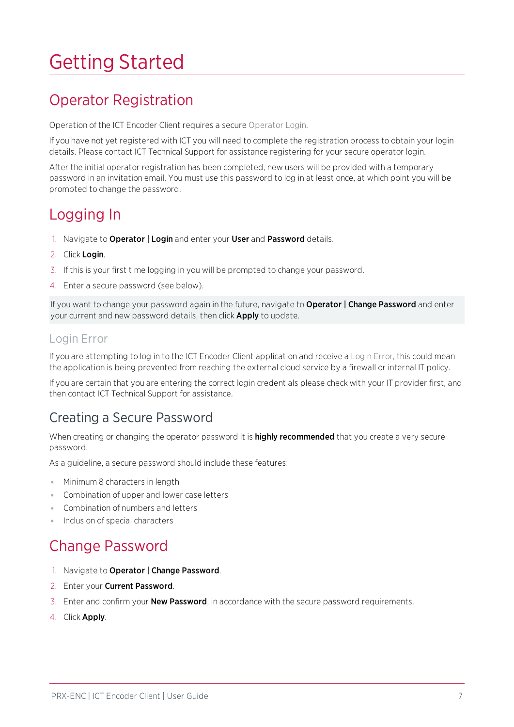# Getting Started

## Operator Registration

Operation of the ICT Encoder Client requires a secure Operator Login.

If you have not yet registered with ICT you will need to complete the registration process to obtain your login details. Please contact ICT Technical Support for assistance registering for your secure operator login.

After the initial operator registration has been completed, new users will be provided with a temporary password in an invitation email. You must use this password to log in at least once, at which point you will be prompted to change the password.

## Logging In

1. Navigate to **Operator | Login** and enter your **User** and **Password** details.
2. Click **Login**.
3. If this is your first time logging in you will be prompted to change your password.
4. Enter a secure password (see below).

If you want to change your password again in the future, navigate to **Operator | Change Password** and enter your current and new password details, then click **Apply** to update.

### Login Error

If you are attempting to log in to the ICT Encoder Client application and receive a Login Error, this could mean the application is being prevented from reaching the external cloud service by a firewall or internal IT policy.

If you are certain that you are entering the correct login credentials please check with your IT provider first, and then contact ICT Technical Support for assistance.

### Creating a Secure Password

When creating or changing the operator password it is **highly recommended** that you create a very secure password.

As a guideline, a secure password should include these features:

- Minimum 8 characters in length
- Combination of upper and lower case letters
- Combination of numbers and letters
- Inclusion of special characters

## Change Password

1. Navigate to **Operator | Change Password**.
2. Enter your **Current Password**.
3. Enter and confirm your **New Password**, in accordance with the secure password requirements.
4. Click **Apply**.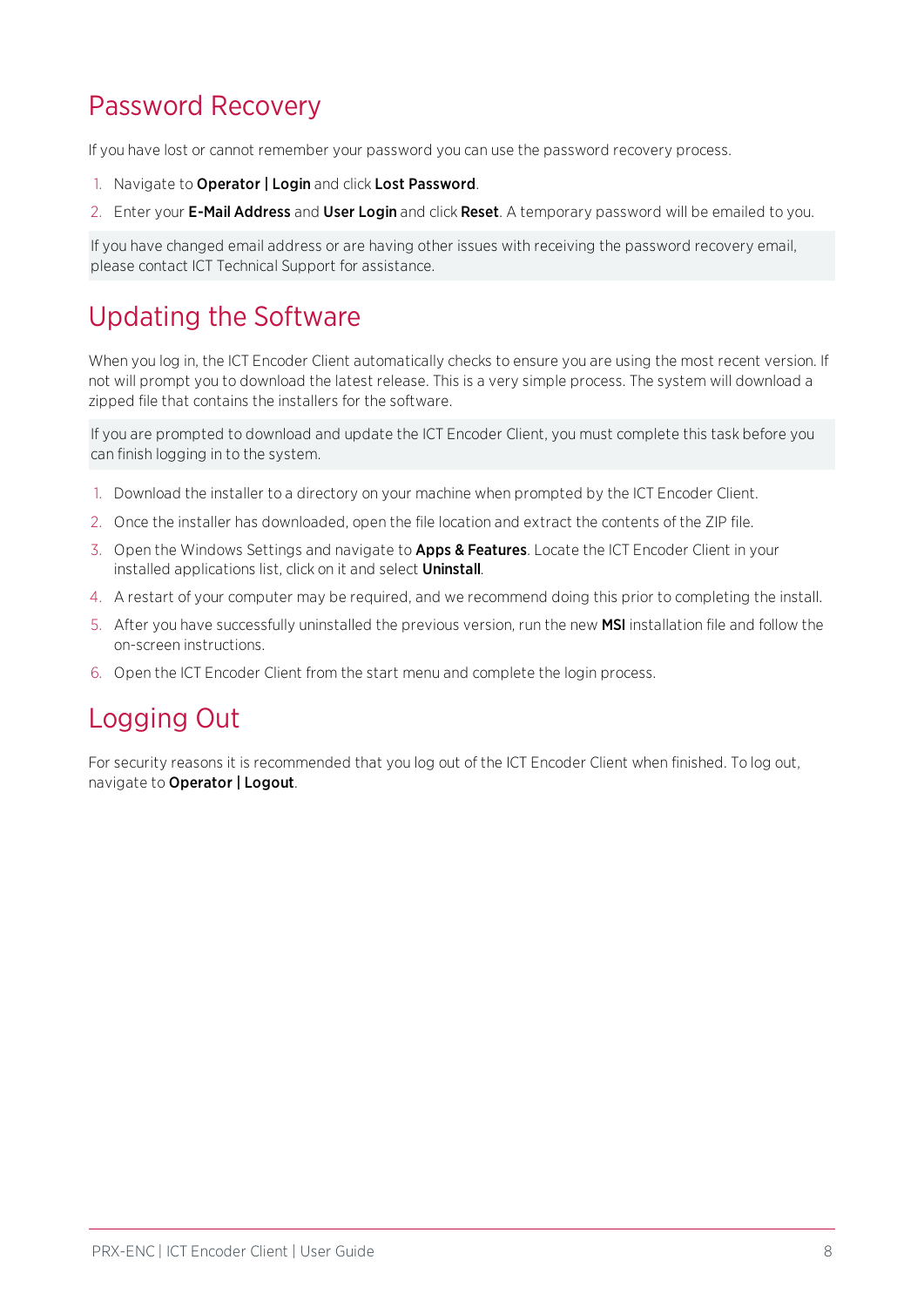## Password Recovery

If you have lost or cannot remember your password you can use the password recovery process.

1. Navigate to **Operator | Login** and click **Lost Password**.
2. Enter your **E-Mail Address** and **User Login** and click **Reset**. A temporary password will be emailed to you.

If you have changed email address or are having other issues with receiving the password recovery email, please contact ICT Technical Support for assistance.

## Updating the Software

When you log in, the ICT Encoder Client automatically checks to ensure you are using the most recent version. If not will prompt you to download the latest release. This is a very simple process. The system will download a zipped file that contains the installers for the software.

If you are prompted to download and update the ICT Encoder Client, you must complete this task before you can finish logging in to the system.

1. Download the installer to a directory on your machine when prompted by the ICT Encoder Client.
2. Once the installer has downloaded, open the file location and extract the contents of the ZIP file.
3. Open the Windows Settings and navigate to **Apps & Features**. Locate the ICT Encoder Client in your installed applications list, click on it and select **Uninstall**.
4. A restart of your computer may be required, and we recommend doing this prior to completing the install.
5. After you have successfully uninstalled the previous version, run the new **MSI** installation file and follow the on-screen instructions.
6. Open the ICT Encoder Client from the start menu and complete the login process.

## Logging Out

For security reasons it is recommended that you log out of the ICT Encoder Client when finished. To log out, navigate to **Operator | Logout**.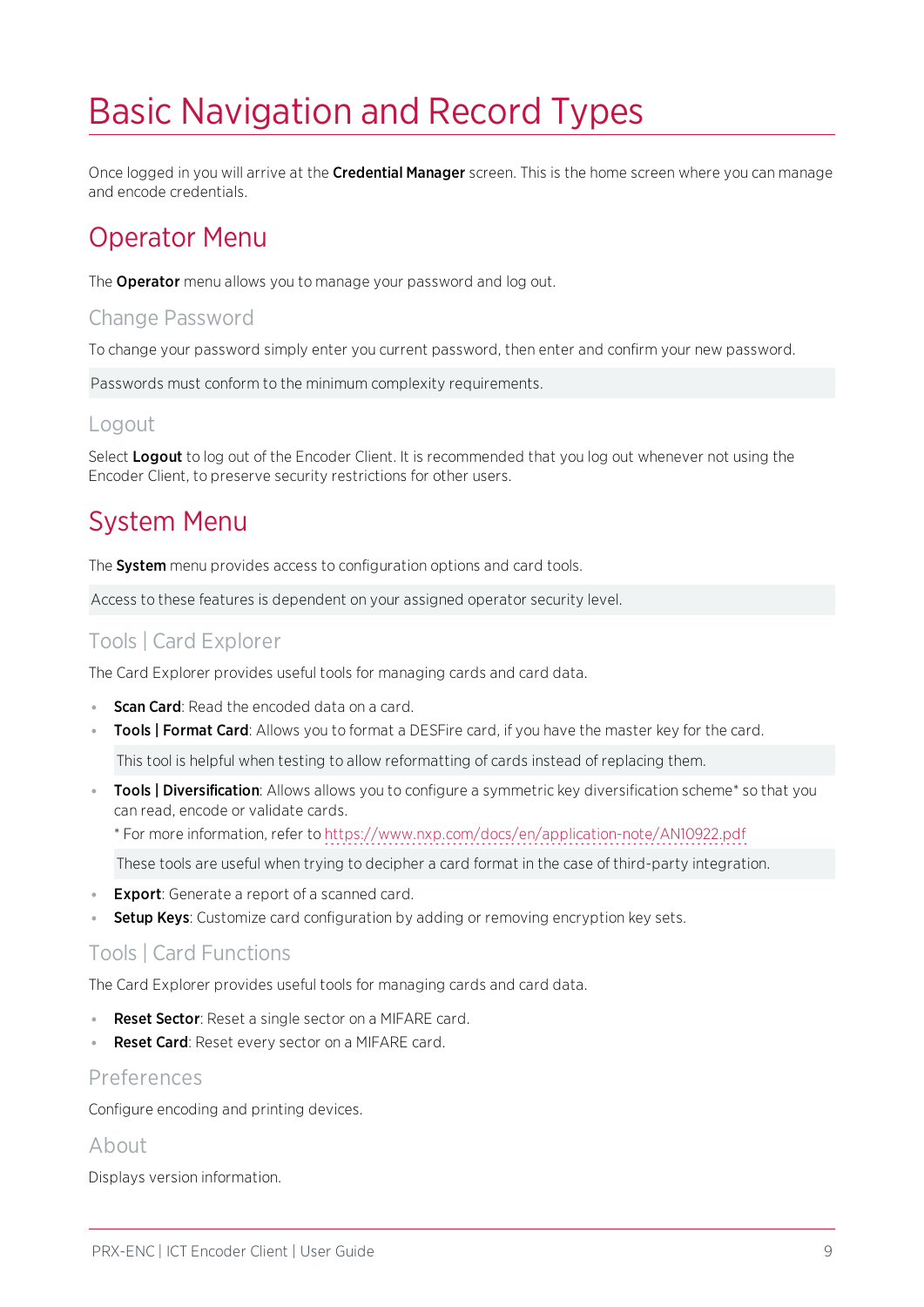# Basic Navigation and Record Types

Once logged in you will arrive at the **Credential Manager** screen. This is the home screen where you can manage and encode credentials.

## Operator Menu

The **Operator** menu allows you to manage your password and log out.

### Change Password

To change your password simply enter you current password, then enter and confirm your new password.

Passwords must conform to the minimum complexity requirements.

### Logout

Select **Logout** to log out of the Encoder Client. It is recommended that you log out whenever not using the Encoder Client, to preserve security restrictions for other users.

## System Menu

The **System** menu provides access to configuration options and card tools.

Access to these features is dependent on your assigned operator security level.

### Tools | Card Explorer

The Card Explorer provides useful tools for managing cards and card data.

- **Scan Card**: Read the encoded data on a card.
- **Tools | Format Card**: Allows you to format a DESFire card, if you have the master key for the card.

  This tool is helpful when testing to allow reformatting of cards instead of replacing them.

- **Tools | Diversification**: Allows allows you to configure a symmetric key diversification scheme* so that you can read, encode or validate cards.

  * For more information, refer to https://www.nxp.com/docs/en/application-note/AN10922.pdf

  These tools are useful when trying to decipher a card format in the case of third-party integration.

- **Export**: Generate a report of a scanned card.
- **Setup Keys**: Customize card configuration by adding or removing encryption key sets.

### Tools | Card Functions

The Card Explorer provides useful tools for managing cards and card data.

- **Reset Sector**: Reset a single sector on a MIFARE card.
- **Reset Card**: Reset every sector on a MIFARE card.

### Preferences

Configure encoding and printing devices.

### About

Displays version information.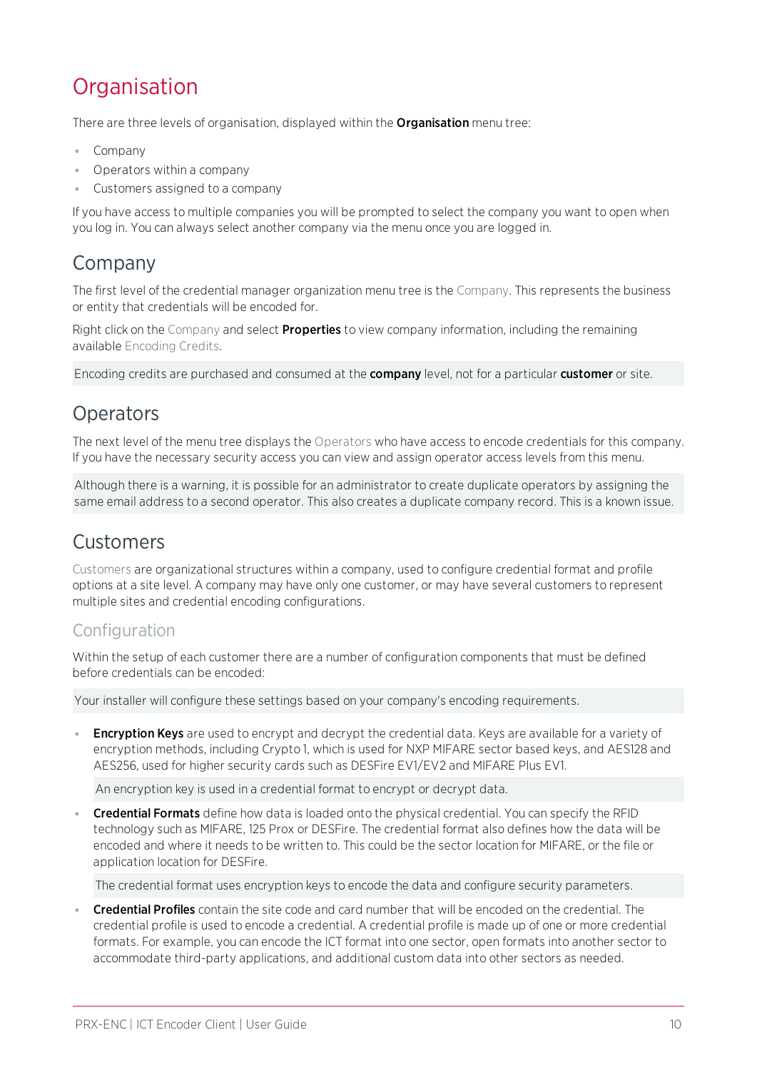# Organisation

There are three levels of organisation, displayed within the **Organisation** menu tree:

- Company
- Operators within a company
- Customers assigned to a company

If you have access to multiple companies you will be prompted to select the company you want to open when you log in. You can always select another company via the menu once you are logged in.

## Company

The first level of the credential manager organization menu tree is the Company. This represents the business or entity that credentials will be encoded for.

Right click on the Company and select **Properties** to view company information, including the remaining available Encoding Credits.

Encoding credits are purchased and consumed at the **company** level, not for a particular **customer** or site.

## Operators

The next level of the menu tree displays the Operators who have access to encode credentials for this company. If you have the necessary security access you can view and assign operator access levels from this menu.

Although there is a warning, it is possible for an administrator to create duplicate operators by assigning the same email address to a second operator. This also creates a duplicate company record. This is a known issue.

## Customers

Customers are organizational structures within a company, used to configure credential format and profile options at a site level. A company may have only one customer, or may have several customers to represent multiple sites and credential encoding configurations.

### Configuration

Within the setup of each customer there are a number of configuration components that must be defined before credentials can be encoded:

Your installer will configure these settings based on your company's encoding requirements.

- **Encryption Keys** are used to encrypt and decrypt the credential data. Keys are available for a variety of encryption methods, including Crypto 1, which is used for NXP MIFARE sector based keys, and AES128 and AES256, used for higher security cards such as DESFire EV1/EV2 and MIFARE Plus EV1.

  An encryption key is used in a credential format to encrypt or decrypt data.

- **Credential Formats** define how data is loaded onto the physical credential. You can specify the RFID technology such as MIFARE, 125 Prox or DESFire. The credential format also defines how the data will be encoded and where it needs to be written to. This could be the sector location for MIFARE, or the file or application location for DESFire.

  The credential format uses encryption keys to encode the data and configure security parameters.

- **Credential Profiles** contain the site code and card number that will be encoded on the credential. The credential profile is used to encode a credential. A credential profile is made up of one or more credential formats. For example, you can encode the ICT format into one sector, open formats into another sector to accommodate third-party applications, and additional custom data into other sectors as needed.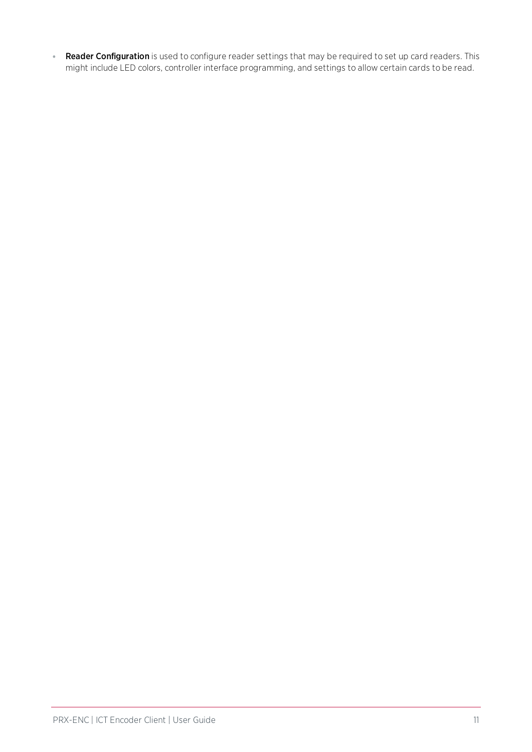- **Reader Configuration** is used to configure reader settings that may be required to set up card readers. This might include LED colors, controller interface programming, and settings to allow certain cards to be read.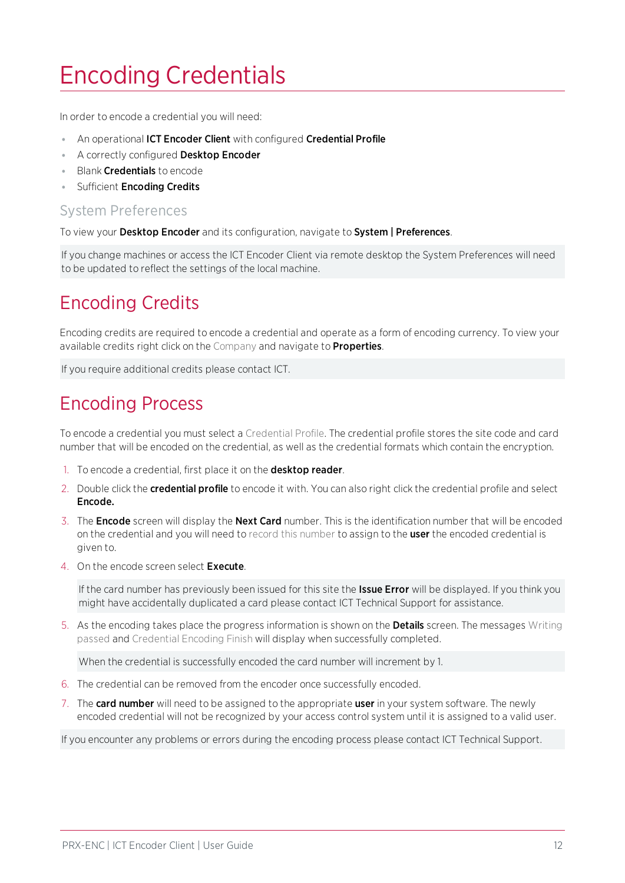# Encoding Credentials

In order to encode a credential you will need:

- An operational **ICT Encoder Client** with configured **Credential Profile**
- A correctly configured **Desktop Encoder**
- Blank **Credentials** to encode
- Sufficient **Encoding Credits**

### System Preferences

To view your **Desktop Encoder** and its configuration, navigate to **System | Preferences**.

If you change machines or access the ICT Encoder Client via remote desktop the System Preferences will need to be updated to reflect the settings of the local machine.

## Encoding Credits

Encoding credits are required to encode a credential and operate as a form of encoding currency. To view your available credits right click on the Company and navigate to **Properties**.

If you require additional credits please contact ICT.

## Encoding Process

To encode a credential you must select a Credential Profile. The credential profile stores the site code and card number that will be encoded on the credential, as well as the credential formats which contain the encryption.

1. To encode a credential, first place it on the **desktop reader**.
2. Double click the **credential profile** to encode it with. You can also right click the credential profile and select **Encode.**
3. The **Encode** screen will display the **Next Card** number. This is the identification number that will be encoded on the credential and you will need to record this number to assign to the **user** the encoded credential is given to.
4. On the encode screen select **Execute**.

   If the card number has previously been issued for this site the **Issue Error** will be displayed. If you think you might have accidentally duplicated a card please contact ICT Technical Support for assistance.

5. As the encoding takes place the progress information is shown on the **Details** screen. The messages Writing passed and Credential Encoding Finish will display when successfully completed.

   When the credential is successfully encoded the card number will increment by 1.

6. The credential can be removed from the encoder once successfully encoded.
7. The **card number** will need to be assigned to the appropriate **user** in your system software. The newly encoded credential will not be recognized by your access control system until it is assigned to a valid user.

If you encounter any problems or errors during the encoding process please contact ICT Technical Support.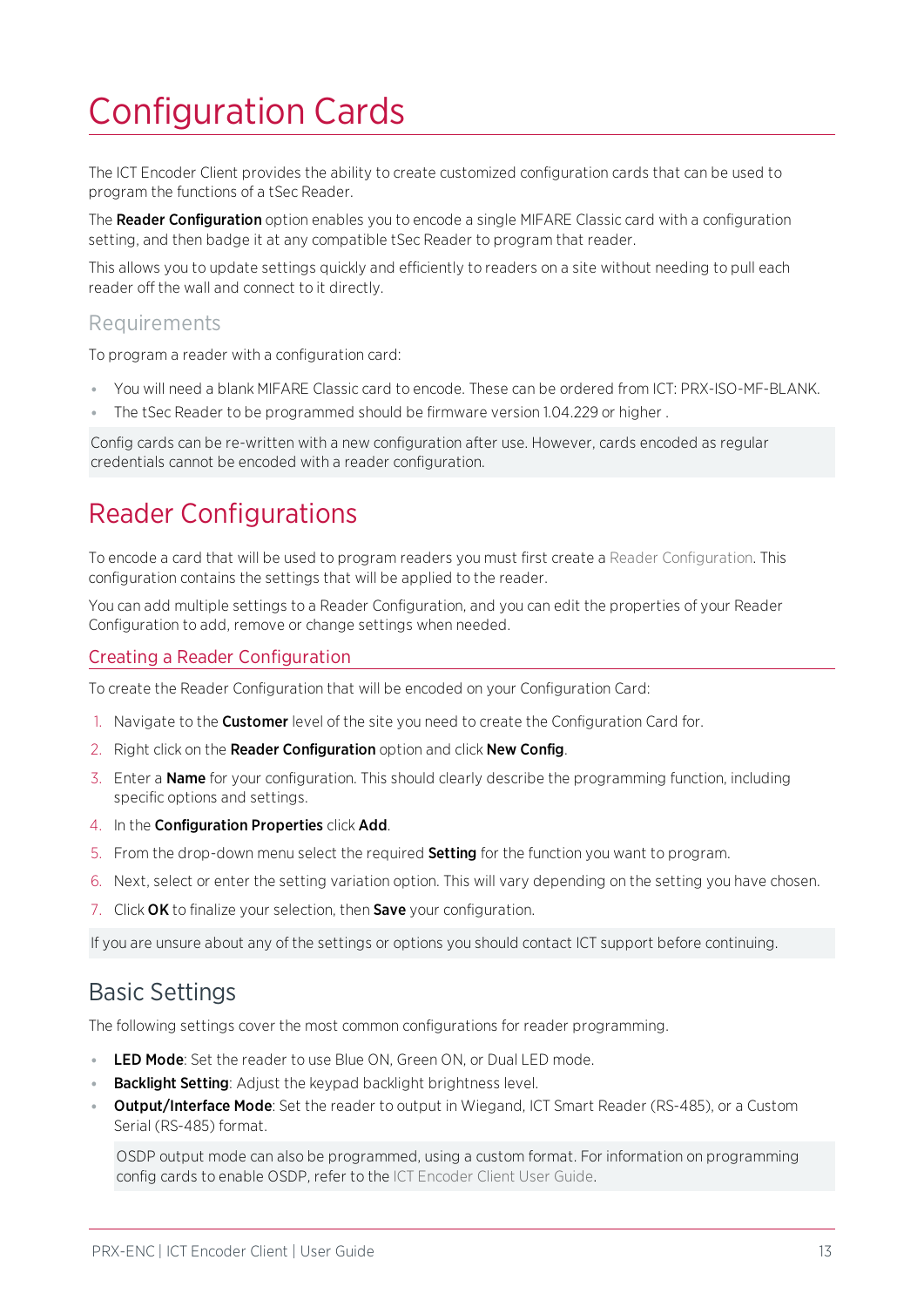# Configuration Cards

The ICT Encoder Client provides the ability to create customized configuration cards that can be used to program the functions of a tSec Reader.

The **Reader Configuration** option enables you to encode a single MIFARE Classic card with a configuration setting, and then badge it at any compatible tSec Reader to program that reader.

This allows you to update settings quickly and efficiently to readers on a site without needing to pull each reader off the wall and connect to it directly.

### Requirements

To program a reader with a configuration card:

- You will need a blank MIFARE Classic card to encode. These can be ordered from ICT: PRX-ISO-MF-BLANK.
- The tSec Reader to be programmed should be firmware version 1.04.229 or higher .

Config cards can be re-written with a new configuration after use. However, cards encoded as regular credentials cannot be encoded with a reader configuration.

## Reader Configurations

To encode a card that will be used to program readers you must first create a Reader Configuration. This configuration contains the settings that will be applied to the reader.

You can add multiple settings to a Reader Configuration, and you can edit the properties of your Reader Configuration to add, remove or change settings when needed.

### Creating a Reader Configuration

To create the Reader Configuration that will be encoded on your Configuration Card:

1. Navigate to the **Customer** level of the site you need to create the Configuration Card for.
2. Right click on the **Reader Configuration** option and click **New Config**.
3. Enter a **Name** for your configuration. This should clearly describe the programming function, including specific options and settings.
4. In the **Configuration Properties** click **Add**.
5. From the drop-down menu select the required **Setting** for the function you want to program.
6. Next, select or enter the setting variation option. This will vary depending on the setting you have chosen.
7. Click **OK** to finalize your selection, then **Save** your configuration.

If you are unsure about any of the settings or options you should contact ICT support before continuing.

## Basic Settings

The following settings cover the most common configurations for reader programming.

- **LED Mode**: Set the reader to use Blue ON, Green ON, or Dual LED mode.
- **Backlight Setting**: Adjust the keypad backlight brightness level.
- **Output/Interface Mode**: Set the reader to output in Wiegand, ICT Smart Reader (RS-485), or a Custom Serial (RS-485) format.

  OSDP output mode can also be programmed, using a custom format. For information on programming config cards to enable OSDP, refer to the ICT Encoder Client User Guide.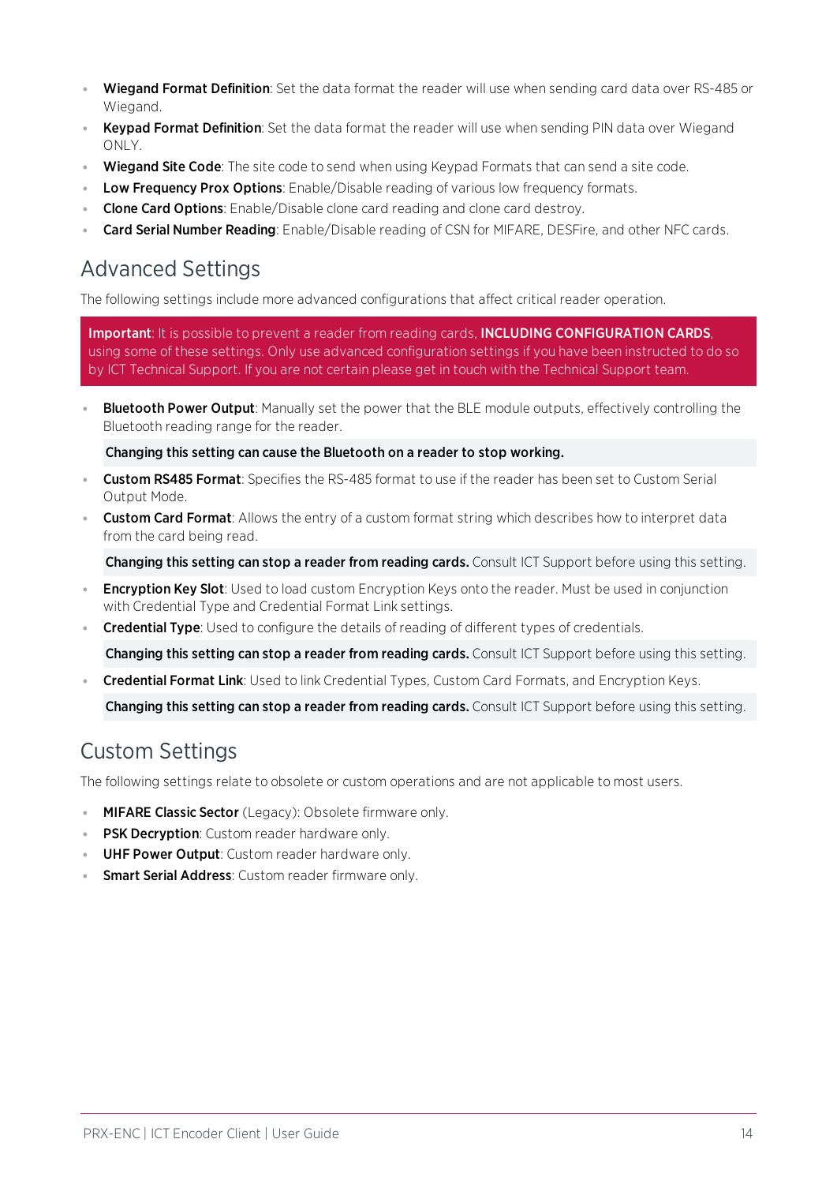- **Wiegand Format Definition**: Set the data format the reader will use when sending card data over RS-485 or Wiegand.
- **Keypad Format Definition**: Set the data format the reader will use when sending PIN data over Wiegand ONLY.
- **Wiegand Site Code**: The site code to send when using Keypad Formats that can send a site code.
- **Low Frequency Prox Options**: Enable/Disable reading of various low frequency formats.
- **Clone Card Options**: Enable/Disable clone card reading and clone card destroy.
- **Card Serial Number Reading**: Enable/Disable reading of CSN for MIFARE, DESFire, and other NFC cards.

## Advanced Settings

The following settings include more advanced configurations that affect critical reader operation.

> **Important**: It is possible to prevent a reader from reading cards, **INCLUDING CONFIGURATION CARDS**, using some of these settings. Only use advanced configuration settings if you have been instructed to do so by ICT Technical Support. If you are not certain please get in touch with the Technical Support team.

- **Bluetooth Power Output**: Manually set the power that the BLE module outputs, effectively controlling the Bluetooth reading range for the reader.

  **Changing this setting can cause the Bluetooth on a reader to stop working.**

- **Custom RS485 Format**: Specifies the RS-485 format to use if the reader has been set to Custom Serial Output Mode.
- **Custom Card Format**: Allows the entry of a custom format string which describes how to interpret data from the card being read.

  **Changing this setting can stop a reader from reading cards.** Consult ICT Support before using this setting.

- **Encryption Key Slot**: Used to load custom Encryption Keys onto the reader. Must be used in conjunction with Credential Type and Credential Format Link settings.
- **Credential Type**: Used to configure the details of reading of different types of credentials.

  **Changing this setting can stop a reader from reading cards.** Consult ICT Support before using this setting.

- **Credential Format Link**: Used to link Credential Types, Custom Card Formats, and Encryption Keys.

  **Changing this setting can stop a reader from reading cards.** Consult ICT Support before using this setting.

## Custom Settings

The following settings relate to obsolete or custom operations and are not applicable to most users.

- **MIFARE Classic Sector** (Legacy): Obsolete firmware only.
- **PSK Decryption**: Custom reader hardware only.
- **UHF Power Output**: Custom reader hardware only.
- **Smart Serial Address**: Custom reader firmware only.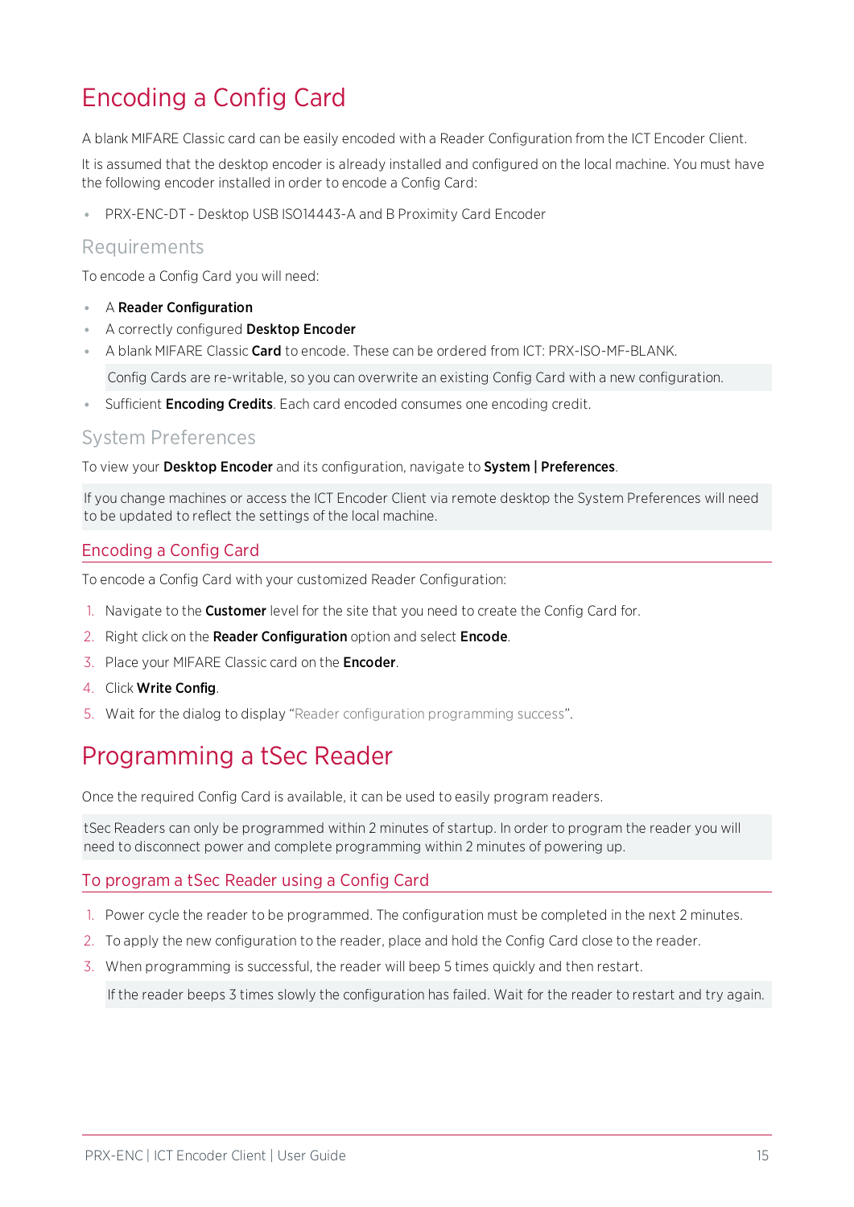# Encoding a Config Card

A blank MIFARE Classic card can be easily encoded with a Reader Configuration from the ICT Encoder Client.

It is assumed that the desktop encoder is already installed and configured on the local machine. You must have the following encoder installed in order to encode a Config Card:

- PRX-ENC-DT - Desktop USB ISO14443-A and B Proximity Card Encoder

## Requirements

To encode a Config Card you will need:

- A **Reader Configuration**
- A correctly configured **Desktop Encoder**
- A blank MIFARE Classic **Card** to encode. These can be ordered from ICT: PRX-ISO-MF-BLANK.

  Config Cards are re-writable, so you can overwrite an existing Config Card with a new configuration.

- Sufficient **Encoding Credits**. Each card encoded consumes one encoding credit.

## System Preferences

To view your **Desktop Encoder** and its configuration, navigate to **System | Preferences**.

If you change machines or access the ICT Encoder Client via remote desktop the System Preferences will need to be updated to reflect the settings of the local machine.

### Encoding a Config Card

To encode a Config Card with your customized Reader Configuration:

1. Navigate to the **Customer** level for the site that you need to create the Config Card for.
2. Right click on the **Reader Configuration** option and select **Encode**.
3. Place your MIFARE Classic card on the **Encoder**.
4. Click **Write Config**.
5. Wait for the dialog to display "Reader configuration programming success".

# Programming a tSec Reader

Once the required Config Card is available, it can be used to easily program readers.

tSec Readers can only be programmed within 2 minutes of startup. In order to program the reader you will need to disconnect power and complete programming within 2 minutes of powering up.

### To program a tSec Reader using a Config Card

1. Power cycle the reader to be programmed. The configuration must be completed in the next 2 minutes.
2. To apply the new configuration to the reader, place and hold the Config Card close to the reader.
3. When programming is successful, the reader will beep 5 times quickly and then restart.

   If the reader beeps 3 times slowly the configuration has failed. Wait for the reader to restart and try again.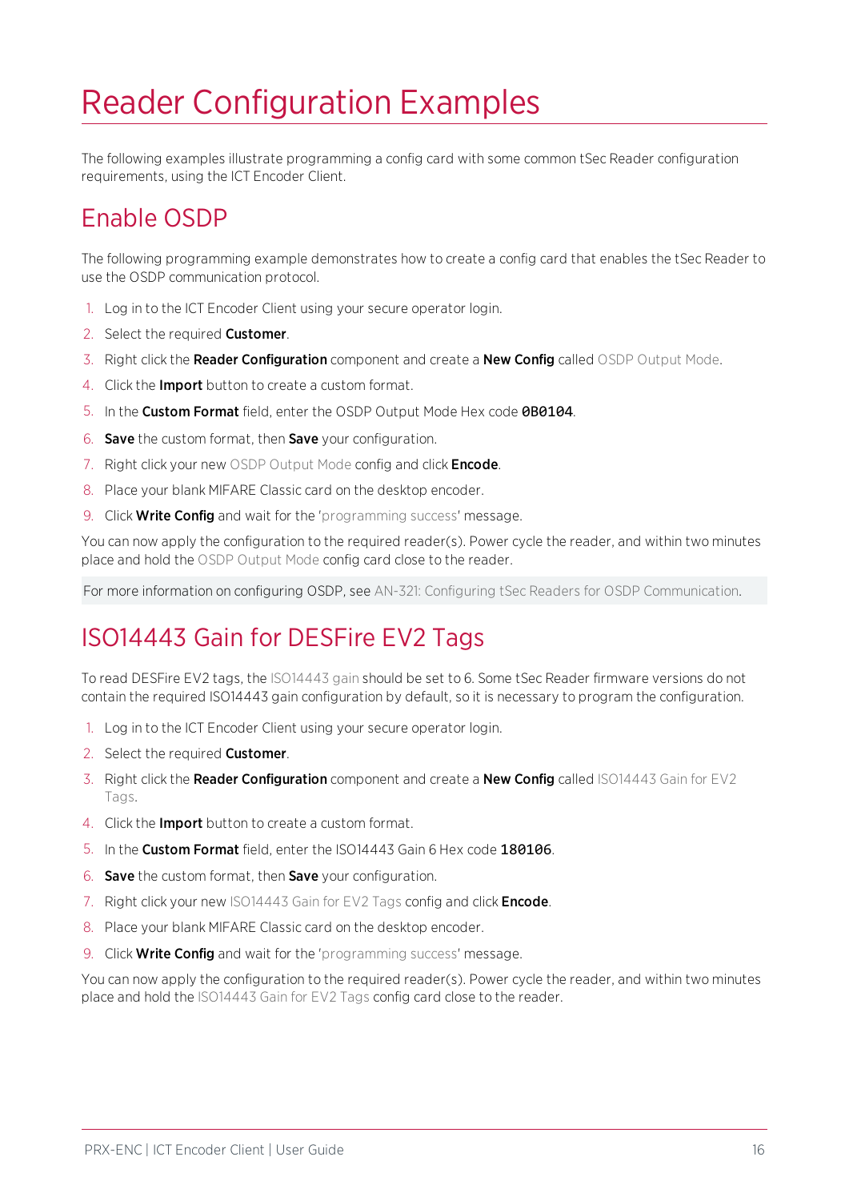# Reader Configuration Examples

The following examples illustrate programming a config card with some common tSec Reader configuration requirements, using the ICT Encoder Client.

## Enable OSDP

The following programming example demonstrates how to create a config card that enables the tSec Reader to use the OSDP communication protocol.

1. Log in to the ICT Encoder Client using your secure operator login.
2. Select the required **Customer**.
3. Right click the **Reader Configuration** component and create a **New Config** called OSDP Output Mode.
4. Click the **Import** button to create a custom format.
5. In the **Custom Format** field, enter the OSDP Output Mode Hex code **0B0104**.
6. **Save** the custom format, then **Save** your configuration.
7. Right click your new OSDP Output Mode config and click **Encode**.
8. Place your blank MIFARE Classic card on the desktop encoder.
9. Click **Write Config** and wait for the 'programming success' message.

You can now apply the configuration to the required reader(s). Power cycle the reader, and within two minutes place and hold the OSDP Output Mode config card close to the reader.

For more information on configuring OSDP, see AN-321: Configuring tSec Readers for OSDP Communication.

## ISO14443 Gain for DESFire EV2 Tags

To read DESFire EV2 tags, the ISO14443 gain should be set to 6. Some tSec Reader firmware versions do not contain the required ISO14443 gain configuration by default, so it is necessary to program the configuration.

1. Log in to the ICT Encoder Client using your secure operator login.
2. Select the required **Customer**.
3. Right click the **Reader Configuration** component and create a **New Config** called ISO14443 Gain for EV2 Tags.
4. Click the **Import** button to create a custom format.
5. In the **Custom Format** field, enter the ISO14443 Gain 6 Hex code **180106**.
6. **Save** the custom format, then **Save** your configuration.
7. Right click your new ISO14443 Gain for EV2 Tags config and click **Encode**.
8. Place your blank MIFARE Classic card on the desktop encoder.
9. Click **Write Config** and wait for the 'programming success' message.

You can now apply the configuration to the required reader(s). Power cycle the reader, and within two minutes place and hold the ISO14443 Gain for EV2 Tags config card close to the reader.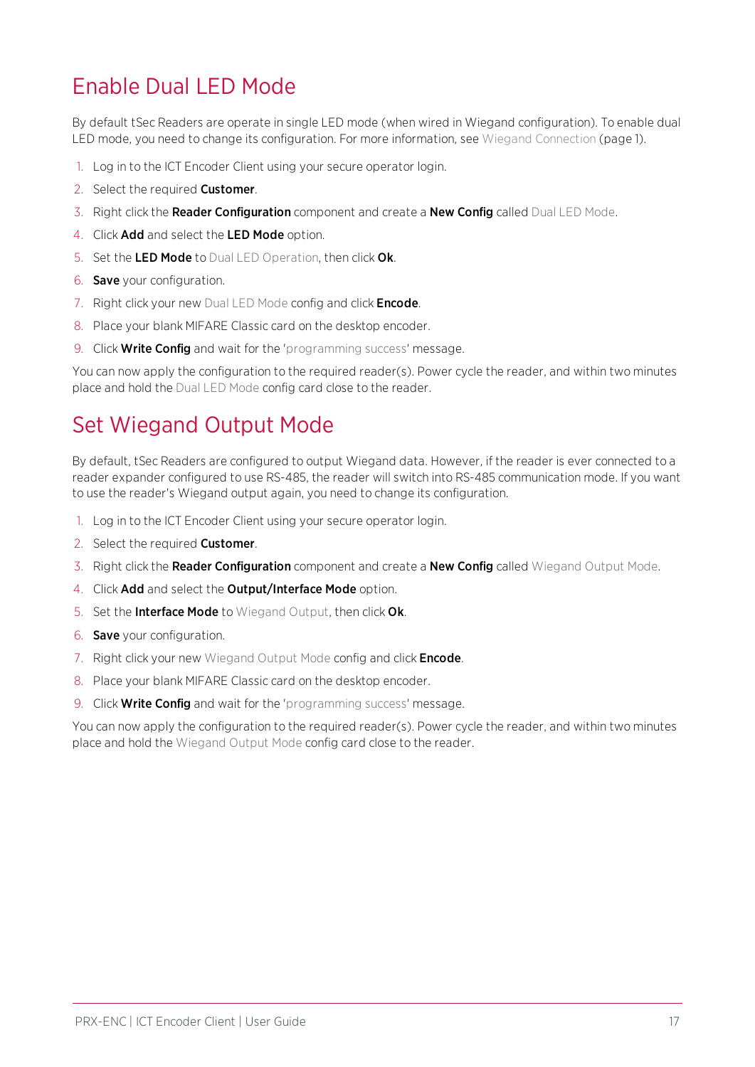## Enable Dual LED Mode

By default tSec Readers are operate in single LED mode (when wired in Wiegand configuration). To enable dual LED mode, you need to change its configuration. For more information, see Wiegand Connection (page 1).

1. Log in to the ICT Encoder Client using your secure operator login.
2. Select the required **Customer**.
3. Right click the **Reader Configuration** component and create a **New Config** called Dual LED Mode.
4. Click **Add** and select the **LED Mode** option.
5. Set the **LED Mode** to Dual LED Operation, then click **Ok**.
6. **Save** your configuration.
7. Right click your new Dual LED Mode config and click **Encode**.
8. Place your blank MIFARE Classic card on the desktop encoder.
9. Click **Write Config** and wait for the 'programming success' message.

You can now apply the configuration to the required reader(s). Power cycle the reader, and within two minutes place and hold the Dual LED Mode config card close to the reader.

## Set Wiegand Output Mode

By default, tSec Readers are configured to output Wiegand data. However, if the reader is ever connected to a reader expander configured to use RS-485, the reader will switch into RS-485 communication mode. If you want to use the reader's Wiegand output again, you need to change its configuration.

1. Log in to the ICT Encoder Client using your secure operator login.
2. Select the required **Customer**.
3. Right click the **Reader Configuration** component and create a **New Config** called Wiegand Output Mode.
4. Click **Add** and select the **Output/Interface Mode** option.
5. Set the **Interface Mode** to Wiegand Output, then click **Ok**.
6. **Save** your configuration.
7. Right click your new Wiegand Output Mode config and click **Encode**.
8. Place your blank MIFARE Classic card on the desktop encoder.
9. Click **Write Config** and wait for the 'programming success' message.

You can now apply the configuration to the required reader(s). Power cycle the reader, and within two minutes place and hold the Wiegand Output Mode config card close to the reader.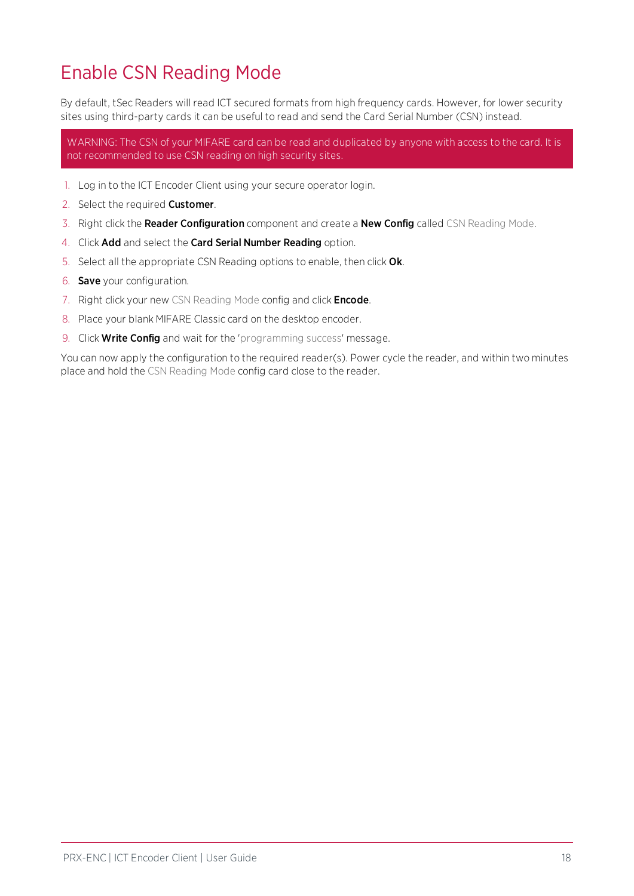# Enable CSN Reading Mode

By default, tSec Readers will read ICT secured formats from high frequency cards. However, for lower security sites using third-party cards it can be useful to read and send the Card Serial Number (CSN) instead.

> WARNING: The CSN of your MIFARE card can be read and duplicated by anyone with access to the card. It is not recommended to use CSN reading on high security sites.

1. Log in to the ICT Encoder Client using your secure operator login.
2. Select the required **Customer**.
3. Right click the **Reader Configuration** component and create a **New Config** called CSN Reading Mode.
4. Click **Add** and select the **Card Serial Number Reading** option.
5. Select all the appropriate CSN Reading options to enable, then click **Ok**.
6. **Save** your configuration.
7. Right click your new CSN Reading Mode config and click **Encode**.
8. Place your blank MIFARE Classic card on the desktop encoder.
9. Click **Write Config** and wait for the 'programming success' message.

You can now apply the configuration to the required reader(s). Power cycle the reader, and within two minutes place and hold the CSN Reading Mode config card close to the reader.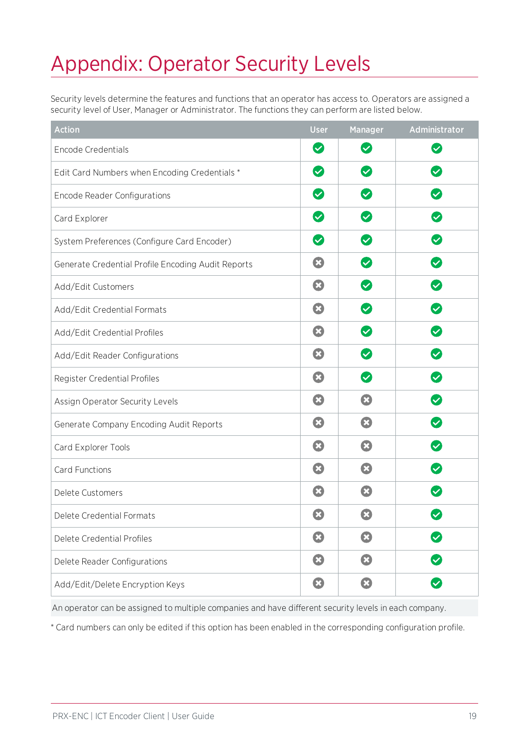# Appendix: Operator Security Levels

Security levels determine the features and functions that an operator has access to. Operators are assigned a security level of User, Manager or Administrator. The functions they can perform are listed below.

| Action | User | Manager | Administrator |
|---|---|---|---|
| Encode Credentials | ✔ | ✔ | ✔ |
| Edit Card Numbers when Encoding Credentials * | ✔ | ✔ | ✔ |
| Encode Reader Configurations | ✔ | ✔ | ✔ |
| Card Explorer | ✔ | ✔ | ✔ |
| System Preferences (Configure Card Encoder) | ✔ | ✔ | ✔ |
| Generate Credential Profile Encoding Audit Reports | ✖ | ✔ | ✔ |
| Add/Edit Customers | ✖ | ✔ | ✔ |
| Add/Edit Credential Formats | ✖ | ✔ | ✔ |
| Add/Edit Credential Profiles | ✖ | ✔ | ✔ |
| Add/Edit Reader Configurations | ✖ | ✔ | ✔ |
| Register Credential Profiles | ✖ | ✔ | ✔ |
| Assign Operator Security Levels | ✖ | ✖ | ✔ |
| Generate Company Encoding Audit Reports | ✖ | ✖ | ✔ |
| Card Explorer Tools | ✖ | ✖ | ✔ |
| Card Functions | ✖ | ✖ | ✔ |
| Delete Customers | ✖ | ✖ | ✔ |
| Delete Credential Formats | ✖ | ✖ | ✔ |
| Delete Credential Profiles | ✖ | ✖ | ✔ |
| Delete Reader Configurations | ✖ | ✖ | ✔ |
| Add/Edit/Delete Encryption Keys | ✖ | ✖ | ✔ |

An operator can be assigned to multiple companies and have different security levels in each company.

* Card numbers can only be edited if this option has been enabled in the corresponding configuration profile.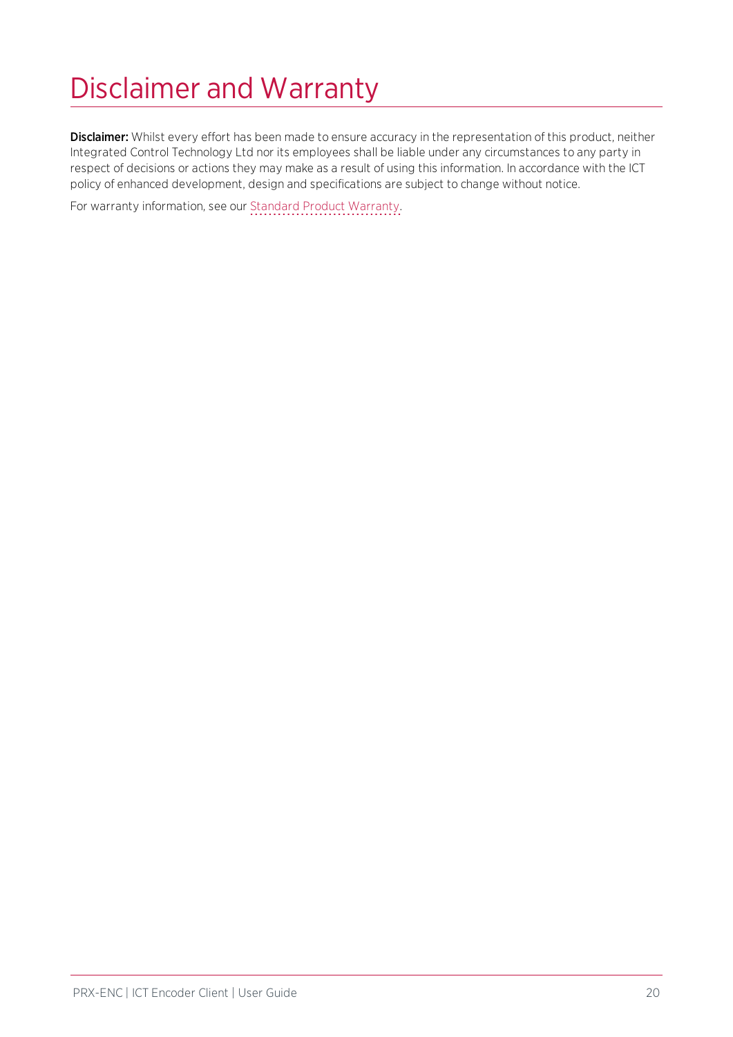# Disclaimer and Warranty

**Disclaimer:** Whilst every effort has been made to ensure accuracy in the representation of this product, neither Integrated Control Technology Ltd nor its employees shall be liable under any circumstances to any party in respect of decisions or actions they may make as a result of using this information. In accordance with the ICT policy of enhanced development, design and specifications are subject to change without notice.

For warranty information, see our Standard Product Warranty.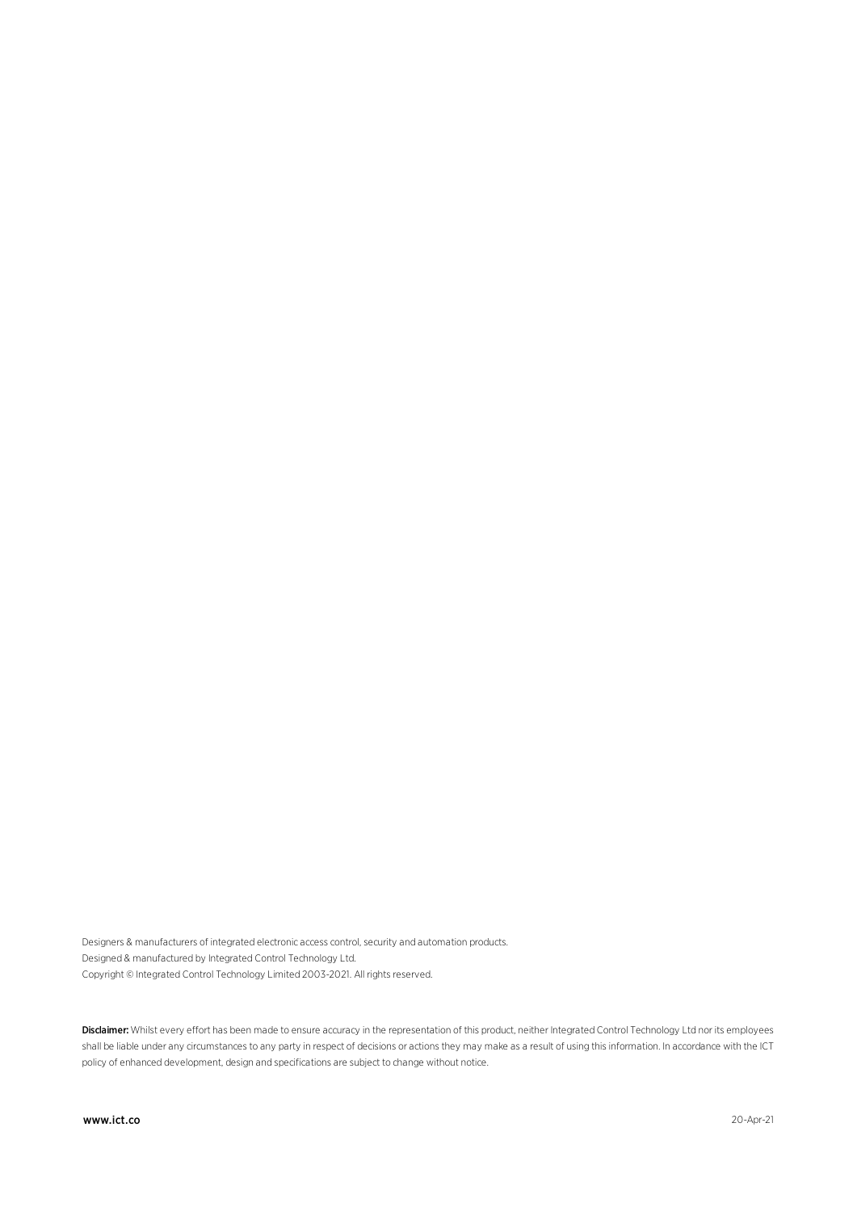Designers & manufacturers of integrated electronic access control, security and automation products.
Designed & manufactured by Integrated Control Technology Ltd.
Copyright © Integrated Control Technology Limited 2003-2021. All rights reserved.

**Disclaimer:** Whilst every effort has been made to ensure accuracy in the representation of this product, neither Integrated Control Technology Ltd nor its employees shall be liable under any circumstances to any party in respect of decisions or actions they may make as a result of using this information. In accordance with the ICT policy of enhanced development, design and specifications are subject to change without notice.

**www.ict.co**

20-Apr-21